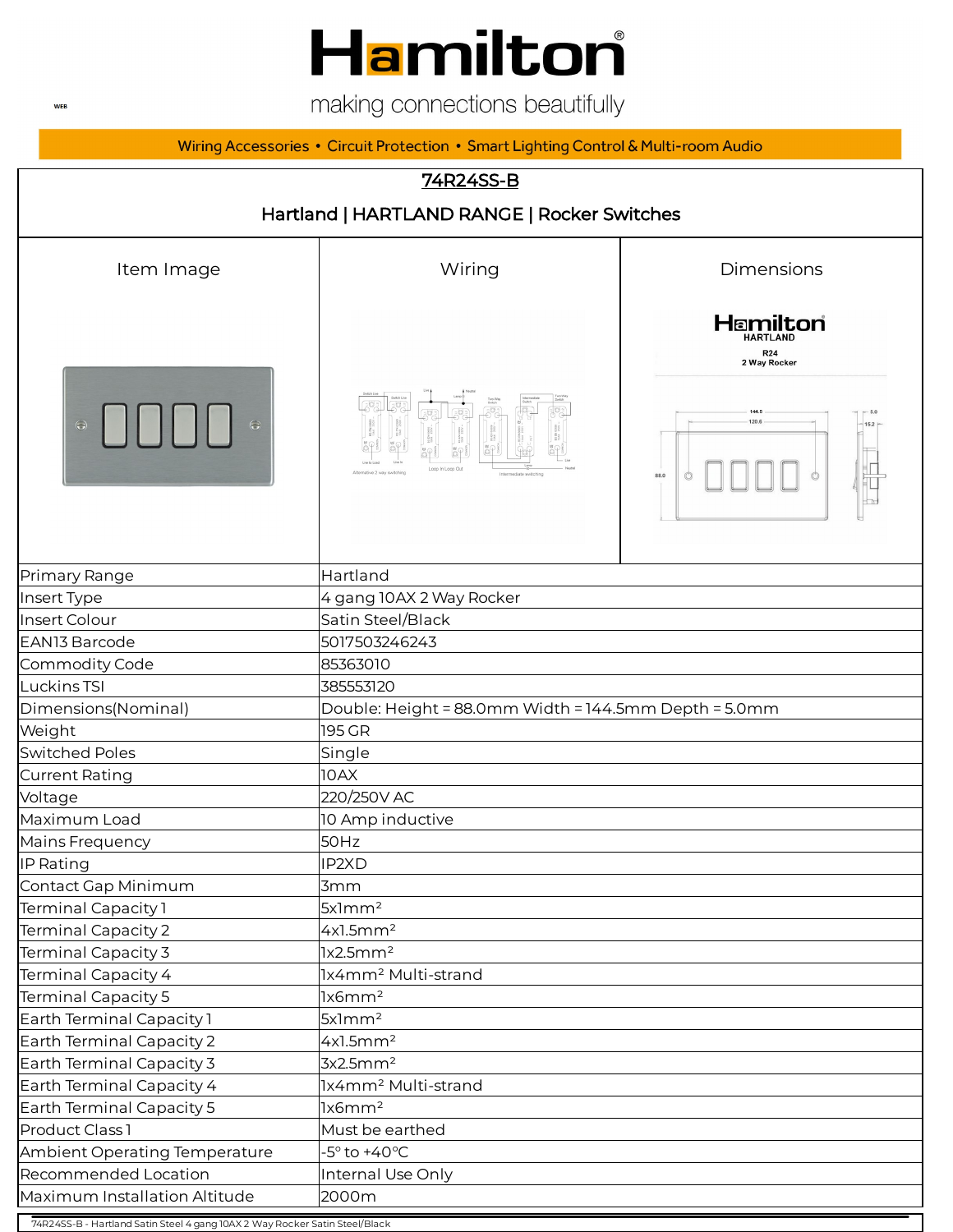# Hamilton

making connections beautifully

Wiring Accessories • Circuit Protection • Smart Lighting Control & Multi-room Audio

## 74R24SS-B

### Hartland | HARTLAND RANGE | Rocker Switches

| Item Image | Wiring | Dimensions |
| --- | --- | --- |

| | |
| --- | --- |
| Primary Range | Hartland |
| Insert Type | 4 gang 10AX 2 Way Rocker |
| Insert Colour | Satin Steel/Black |
| EAN13 Barcode | 5017503246243 |
| Commodity Code | 85363010 |
| Luckins TSI | 385553120 |
| Dimensions(Nominal) | Double: Height = 88.0mm Width = 144.5mm Depth = 5.0mm |
| Weight | 195 GR |
| Switched Poles | Single |
| Current Rating | 10AX |
| Voltage | 220/250V AC |
| Maximum Load | 10 Amp inductive |
| Mains Frequency | 50Hz |
| IP Rating | IP2XD |
| Contact Gap Minimum | 3mm |
| Terminal Capacity 1 | 5x1mm² |
| Terminal Capacity 2 | 4x1.5mm² |
| Terminal Capacity 3 | 1x2.5mm² |
| Terminal Capacity 4 | 1x4mm² Multi-strand |
| Terminal Capacity 5 | 1x6mm² |
| Earth Terminal Capacity 1 | 5x1mm² |
| Earth Terminal Capacity 2 | 4x1.5mm² |
| Earth Terminal Capacity 3 | 3x2.5mm² |
| Earth Terminal Capacity 4 | 1x4mm² Multi-strand |
| Earth Terminal Capacity 5 | 1x6mm² |
| Product Class 1 | Must be earthed |
| Ambient Operating Temperature | -5° to +40°C |
| Recommended Location | Internal Use Only |
| Maximum Installation Altitude | 2000m |

74R24SS-B - Hartland Satin Steel 4 gang 10AX 2 Way Rocker Satin Steel/Black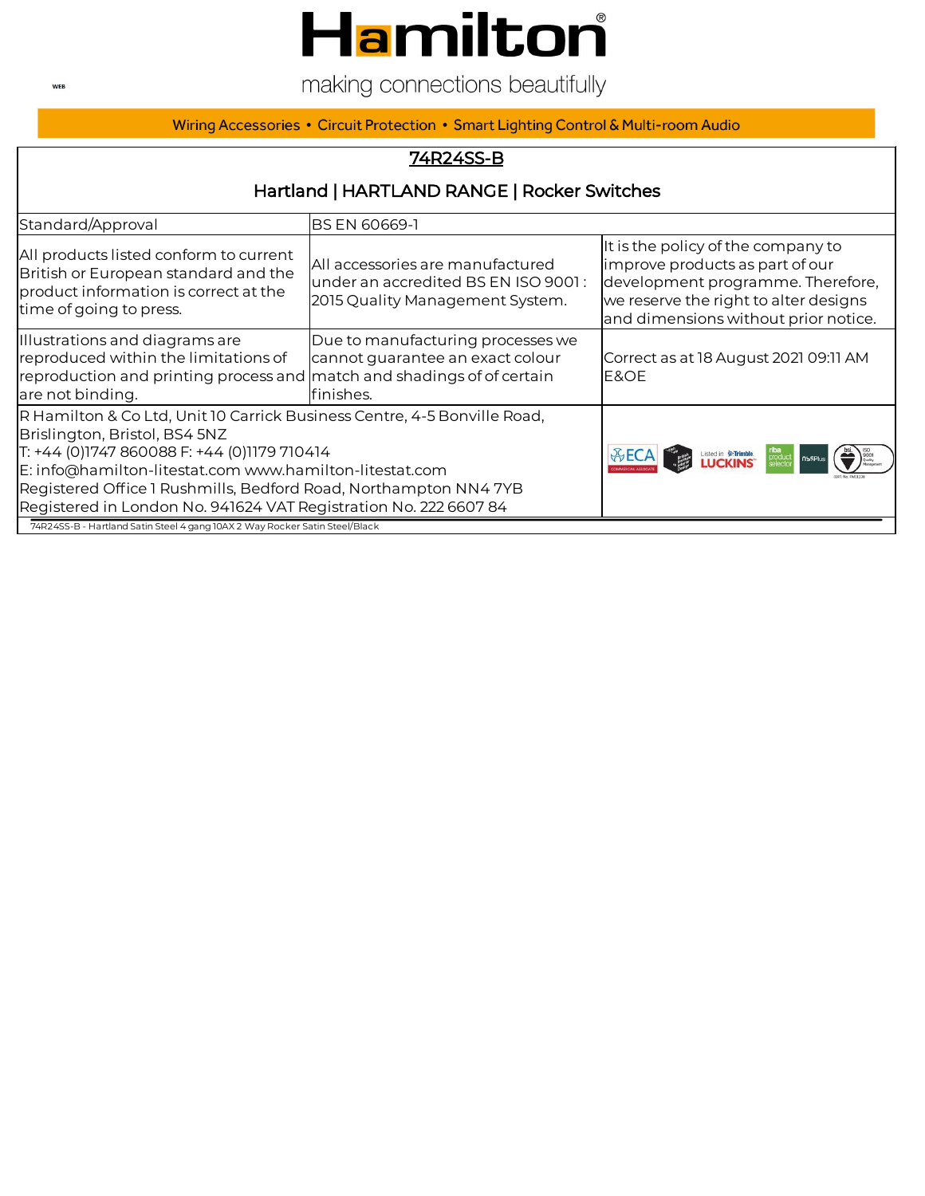Hamilton®

making connections beautifully

Wiring Accessories • Circuit Protection • Smart Lighting Control & Multi-room Audio

## 74R24SS-B

### Hartland | HARTLAND RANGE | Rocker Switches

| | | |
|---|---|---|
| Standard/Approval | BS EN 60669-1 | |
| All products listed conform to current British or European standard and the product information is correct at the time of going to press. | All accessories are manufactured under an accredited BS EN ISO 9001 : 2015 Quality Management System. | It is the policy of the company to improve products as part of our development programme. Therefore, we reserve the right to alter designs and dimensions without prior notice. |
| Illustrations and diagrams are reproduced within the limitations of reproduction and printing process and are not binding. | Due to manufacturing processes we cannot guarantee an exact colour match and shadings of of certain finishes. | Correct as at 18 August 2021 09:11 AM E&OE |

R Hamilton & Co Ltd, Unit 10 Carrick Business Centre, 4-5 Bonville Road, Brislington, Bristol, BS4 5NZ
T: +44 (0)1747 860088 F: +44 (0)1179 710414
E: info@hamilton-litestat.com www.hamilton-litestat.com
Registered Office 1 Rushmills, Bedford Road, Northampton NN4 7YB
Registered in London No. 941624 VAT Registration No. 222 6607 84

74R24SS-B - Hartland Satin Steel 4 gang 10AX 2 Way Rocker Satin Steel/Black